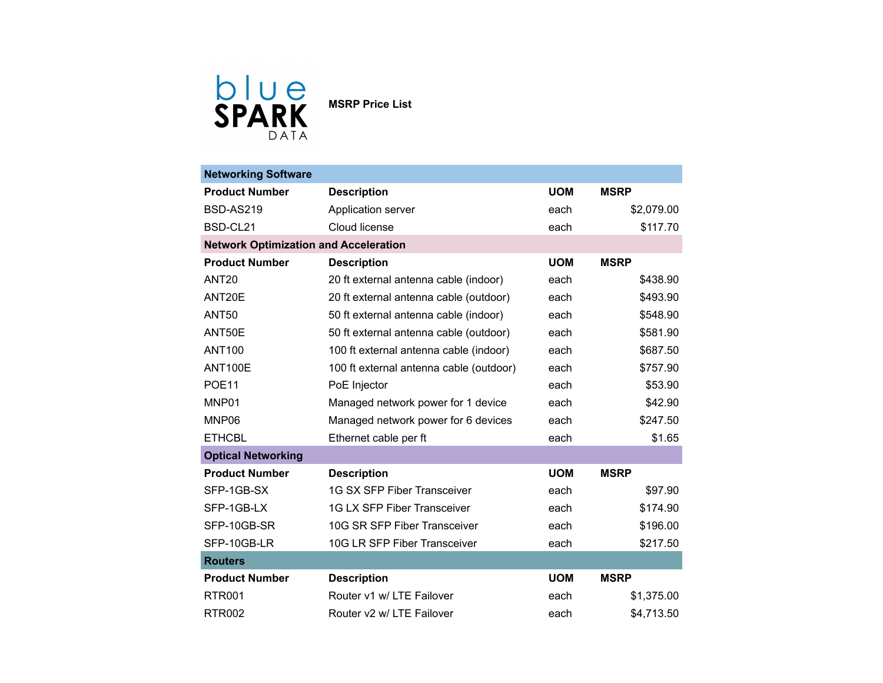blue SPARK DATA

**MSRP Price List**

| **Networking Software** | | | |
|---|---|---|---|
| **Product Number** | **Description** | **UOM** | **MSRP** |
| BSD-AS219 | Application server | each | $2,079.00 |
| BSD-CL21 | Cloud license | each | $117.70 |
| **Network Optimization and Acceleration** | | | |
| **Product Number** | **Description** | **UOM** | **MSRP** |
| ANT20 | 20 ft external antenna cable (indoor) | each | $438.90 |
| ANT20E | 20 ft external antenna cable (outdoor) | each | $493.90 |
| ANT50 | 50 ft external antenna cable (indoor) | each | $548.90 |
| ANT50E | 50 ft external antenna cable (outdoor) | each | $581.90 |
| ANT100 | 100 ft external antenna cable (indoor) | each | $687.50 |
| ANT100E | 100 ft external antenna cable (outdoor) | each | $757.90 |
| POE11 | PoE Injector | each | $53.90 |
| MNP01 | Managed network power for 1 device | each | $42.90 |
| MNP06 | Managed network power for 6 devices | each | $247.50 |
| ETHCBL | Ethernet cable per ft | each | $1.65 |
| **Optical Networking** | | | |
| **Product Number** | **Description** | **UOM** | **MSRP** |
| SFP-1GB-SX | 1G SX SFP Fiber Transceiver | each | $97.90 |
| SFP-1GB-LX | 1G LX SFP Fiber Transceiver | each | $174.90 |
| SFP-10GB-SR | 10G SR SFP Fiber Transceiver | each | $196.00 |
| SFP-10GB-LR | 10G LR SFP Fiber Transceiver | each | $217.50 |
| **Routers** | | | |
| **Product Number** | **Description** | **UOM** | **MSRP** |
| RTR001 | Router v1 w/ LTE Failover | each | $1,375.00 |
| RTR002 | Router v2 w/ LTE Failover | each | $4,713.50 |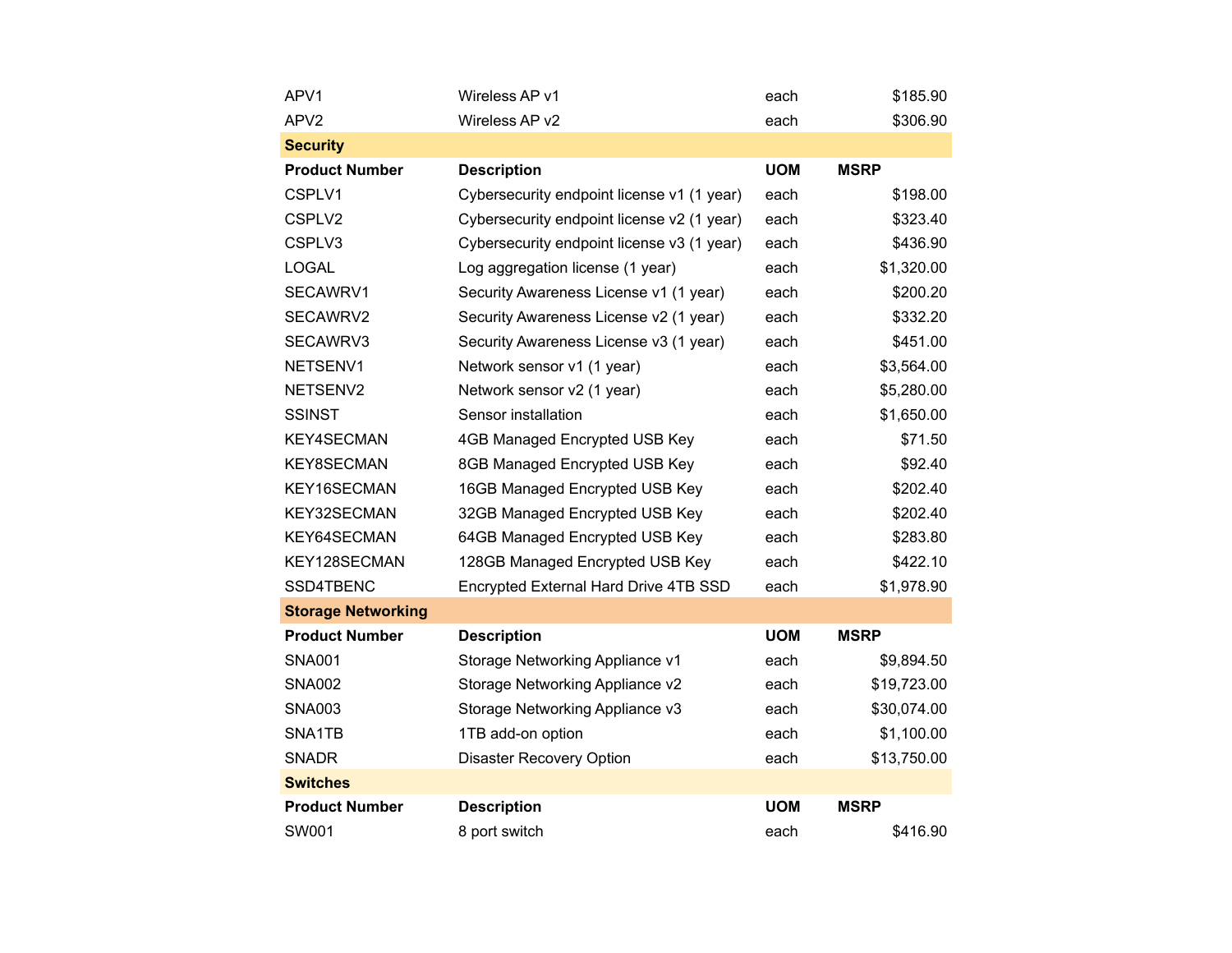| | | | |
|---|---|---|---|
| APV1 | Wireless AP v1 | each | $185.90 |
| APV2 | Wireless AP v2 | each | $306.90 |

**Security**

| Product Number | Description | UOM | MSRP |
|---|---|---|---|
| CSPLV1 | Cybersecurity endpoint license v1 (1 year) | each | $198.00 |
| CSPLV2 | Cybersecurity endpoint license v2 (1 year) | each | $323.40 |
| CSPLV3 | Cybersecurity endpoint license v3 (1 year) | each | $436.90 |
| LOGAL | Log aggregation license (1 year) | each | $1,320.00 |
| SECAWRV1 | Security Awareness License v1 (1 year) | each | $200.20 |
| SECAWRV2 | Security Awareness License v2 (1 year) | each | $332.20 |
| SECAWRV3 | Security Awareness License v3 (1 year) | each | $451.00 |
| NETSENV1 | Network sensor v1 (1 year) | each | $3,564.00 |
| NETSENV2 | Network sensor v2 (1 year) | each | $5,280.00 |
| SSINST | Sensor installation | each | $1,650.00 |
| KEY4SECMAN | 4GB Managed Encrypted USB Key | each | $71.50 |
| KEY8SECMAN | 8GB Managed Encrypted USB Key | each | $92.40 |
| KEY16SECMAN | 16GB Managed Encrypted USB Key | each | $202.40 |
| KEY32SECMAN | 32GB Managed Encrypted USB Key | each | $202.40 |
| KEY64SECMAN | 64GB Managed Encrypted USB Key | each | $283.80 |
| KEY128SECMAN | 128GB Managed Encrypted USB Key | each | $422.10 |
| SSD4TBENC | Encrypted External Hard Drive 4TB SSD | each | $1,978.90 |

**Storage Networking**

| Product Number | Description | UOM | MSRP |
|---|---|---|---|
| SNA001 | Storage Networking Appliance v1 | each | $9,894.50 |
| SNA002 | Storage Networking Appliance v2 | each | $19,723.00 |
| SNA003 | Storage Networking Appliance v3 | each | $30,074.00 |
| SNA1TB | 1TB add-on option | each | $1,100.00 |
| SNADR | Disaster Recovery Option | each | $13,750.00 |

**Switches**

| Product Number | Description | UOM | MSRP |
|---|---|---|---|
| SW001 | 8 port switch | each | $416.90 |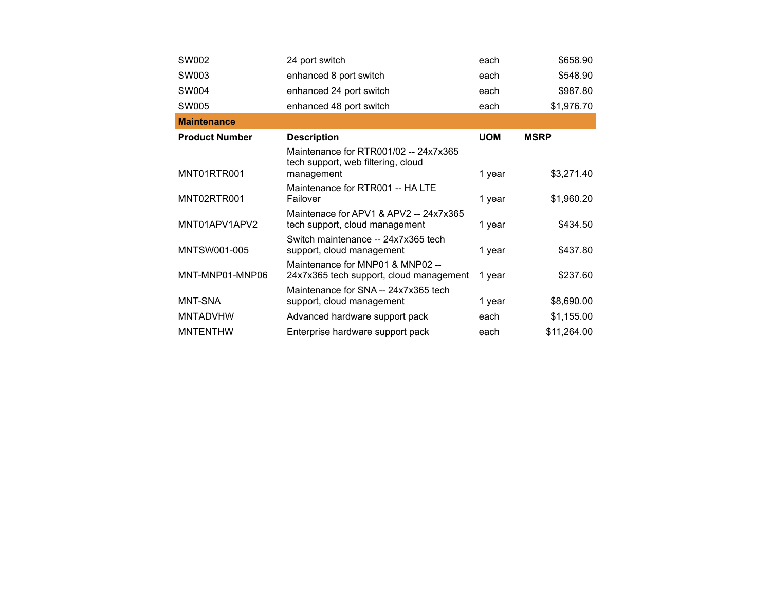| | | | |
|---|---|---|---|
| SW002 | 24 port switch | each | $658.90 |
| SW003 | enhanced 8 port switch | each | $548.90 |
| SW004 | enhanced 24 port switch | each | $987.80 |
| SW005 | enhanced 48 port switch | each | $1,976.70 |

**Maintenance**

| Product Number | Description | UOM | MSRP |
|---|---|---|---|
| MNT01RTR001 | Maintenance for RTR001/02 -- 24x7x365 tech support, web filtering, cloud management | 1 year | $3,271.40 |
| MNT02RTR001 | Maintenance for RTR001 -- HA LTE Failover | 1 year | $1,960.20 |
| MNT01APV1APV2 | Maintenace for APV1 & APV2 -- 24x7x365 tech support, cloud management | 1 year | $434.50 |
| MNTSW001-005 | Switch maintenance -- 24x7x365 tech support, cloud management | 1 year | $437.80 |
| MNT-MNP01-MNP06 | Maintenance for MNP01 & MNP02 -- 24x7x365 tech support, cloud management | 1 year | $237.60 |
| MNT-SNA | Maintenance for SNA -- 24x7x365 tech support, cloud management | 1 year | $8,690.00 |
| MNTADVHW | Advanced hardware support pack | each | $1,155.00 |
| MNTENTHW | Enterprise hardware support pack | each | $11,264.00 |